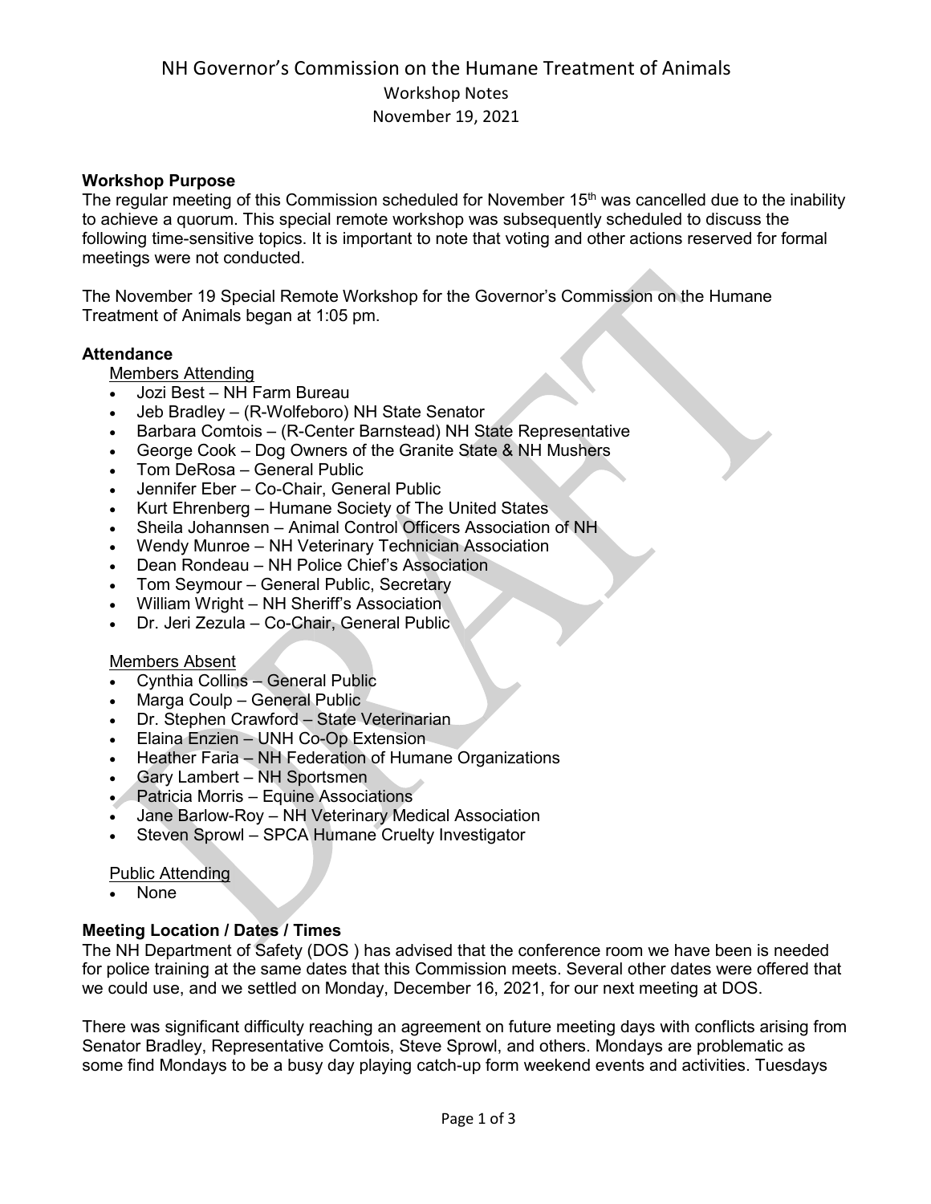# NH Governor's Commission on the Humane Treatment of Animals

## Workshop Notes

## November 19, 2021

### Workshop Purpose

The regular meeting of this Commission scheduled for November 15th was cancelled due to the inability to achieve a quorum. This special remote workshop was subsequently scheduled to discuss the following time-sensitive topics. It is important to note that voting and other actions reserved for formal meetings were not conducted.

The November 19 Special Remote Workshop for the Governor's Commission on the Humane Treatment of Animals began at 1:05 pm.

### Attendance

Members Attending

- Jozi Best – NH Farm Bureau
- Jeb Bradley – (R-Wolfeboro) NH State Senator
- Barbara Comtois – (R-Center Barnstead) NH State Representative
- George Cook – Dog Owners of the Granite State & NH Mushers
- Tom DeRosa – General Public
- Jennifer Eber – Co-Chair, General Public
- Kurt Ehrenberg – Humane Society of The United States
- Sheila Johannsen – Animal Control Officers Association of NH
- Wendy Munroe – NH Veterinary Technician Association
- Dean Rondeau – NH Police Chief's Association
- Tom Seymour – General Public, Secretary
- William Wright – NH Sheriff's Association
- Dr. Jeri Zezula – Co-Chair, General Public

Members Absent

- Cynthia Collins – General Public
- Marga Coulp – General Public
- Dr. Stephen Crawford – State Veterinarian
- Elaina Enzien – UNH Co-Op Extension
- Heather Faria – NH Federation of Humane Organizations
- Gary Lambert – NH Sportsmen
- Patricia Morris – Equine Associations
- Jane Barlow-Roy – NH Veterinary Medical Association
- Steven Sprowl – SPCA Humane Cruelty Investigator

Public Attending

- None

### Meeting Location / Dates / Times

The NH Department of Safety (DOS ) has advised that the conference room we have been is needed for police training at the same dates that this Commission meets. Several other dates were offered that we could use, and we settled on Monday, December 16, 2021, for our next meeting at DOS.

There was significant difficulty reaching an agreement on future meeting days with conflicts arising from Senator Bradley, Representative Comtois, Steve Sprowl, and others. Mondays are problematic as some find Mondays to be a busy day playing catch-up form weekend events and activities. Tuesdays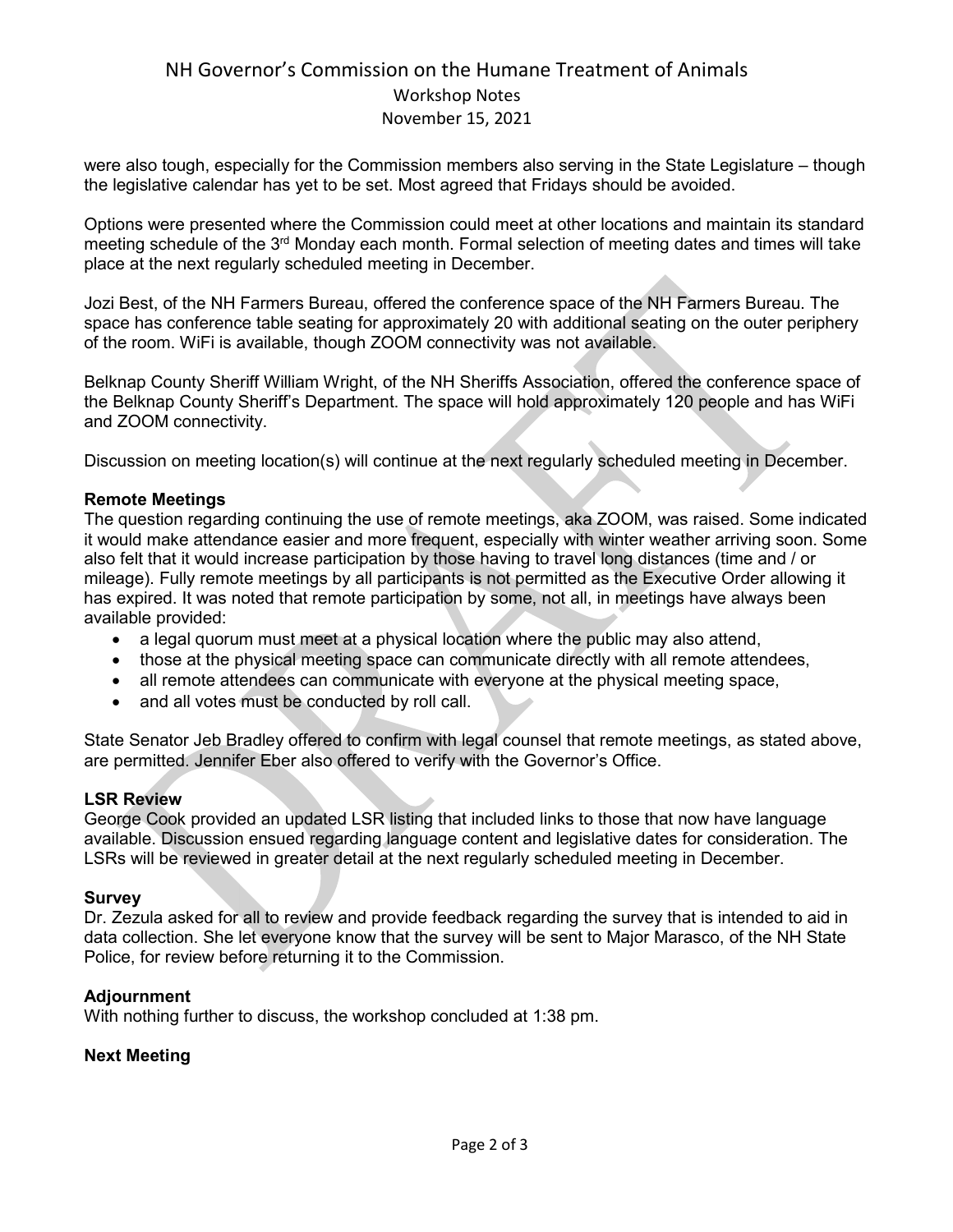were also tough, especially for the Commission members also serving in the State Legislature – though the legislative calendar has yet to be set. Most agreed that Fridays should be avoided.

Options were presented where the Commission could meet at other locations and maintain its standard meeting schedule of the 3rd Monday each month. Formal selection of meeting dates and times will take place at the next regularly scheduled meeting in December.

Jozi Best, of the NH Farmers Bureau, offered the conference space of the NH Farmers Bureau. The space has conference table seating for approximately 20 with additional seating on the outer periphery of the room. WiFi is available, though ZOOM connectivity was not available.

Belknap County Sheriff William Wright, of the NH Sheriffs Association, offered the conference space of the Belknap County Sheriff's Department. The space will hold approximately 120 people and has WiFi and ZOOM connectivity.

Discussion on meeting location(s) will continue at the next regularly scheduled meeting in December.

**Remote Meetings**

The question regarding continuing the use of remote meetings, aka ZOOM, was raised. Some indicated it would make attendance easier and more frequent, especially with winter weather arriving soon. Some also felt that it would increase participation by those having to travel long distances (time and / or mileage). Fully remote meetings by all participants is not permitted as the Executive Order allowing it has expired. It was noted that remote participation by some, not all, in meetings have always been available provided:

- a legal quorum must meet at a physical location where the public may also attend,
- those at the physical meeting space can communicate directly with all remote attendees,
- all remote attendees can communicate with everyone at the physical meeting space,
- and all votes must be conducted by roll call.

State Senator Jeb Bradley offered to confirm with legal counsel that remote meetings, as stated above, are permitted. Jennifer Eber also offered to verify with the Governor's Office.

**LSR Review**

George Cook provided an updated LSR listing that included links to those that now have language available. Discussion ensued regarding language content and legislative dates for consideration. The LSRs will be reviewed in greater detail at the next regularly scheduled meeting in December.

**Survey**

Dr. Zezula asked for all to review and provide feedback regarding the survey that is intended to aid in data collection. She let everyone know that the survey will be sent to Major Marasco, of the NH State Police, for review before returning it to the Commission.

**Adjournment**

With nothing further to discuss, the workshop concluded at 1:38 pm.

**Next Meeting**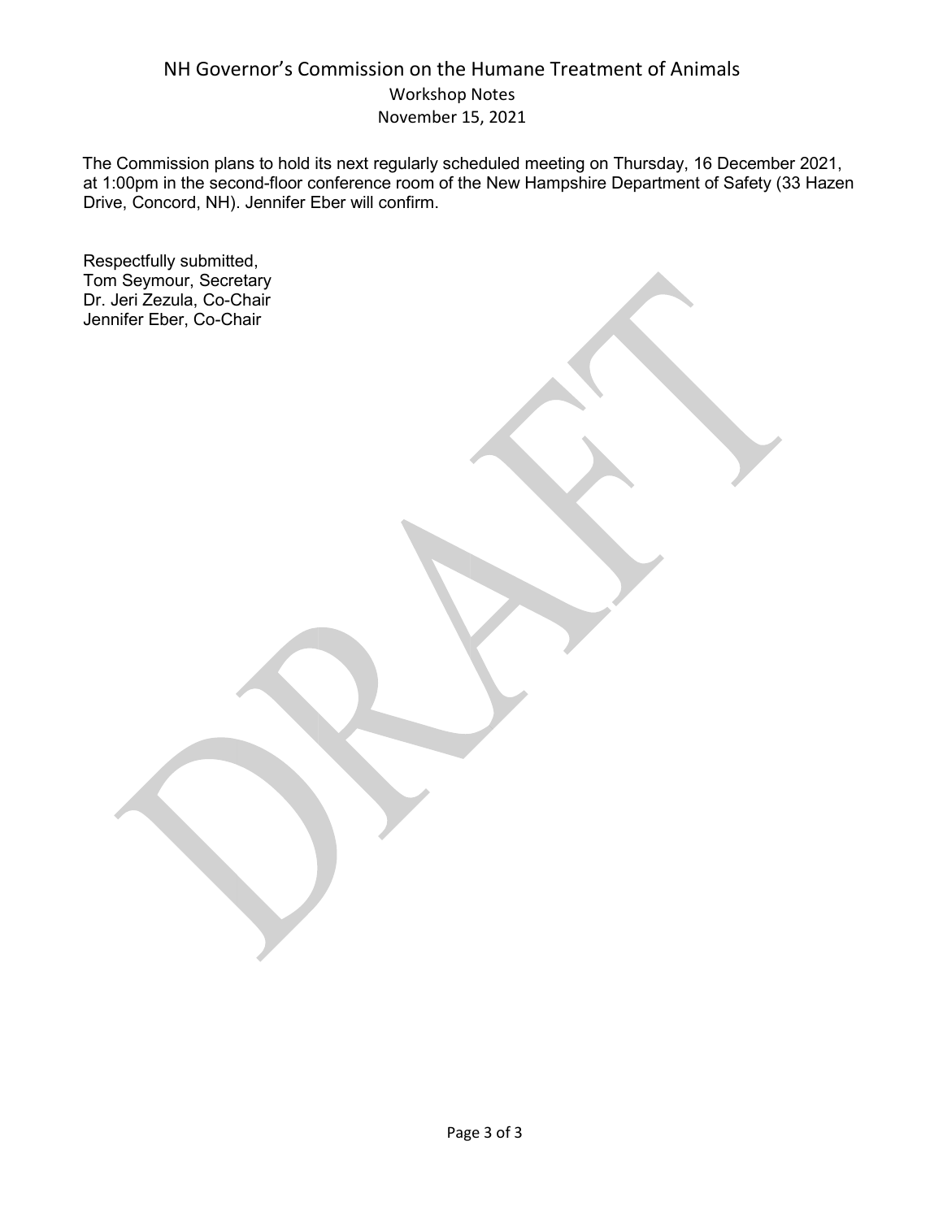The Commission plans to hold its next regularly scheduled meeting on Thursday, 16 December 2021, at 1:00pm in the second-floor conference room of the New Hampshire Department of Safety (33 Hazen Drive, Concord, NH). Jennifer Eber will confirm.

Respectfully submitted,
Tom Seymour, Secretary
Dr. Jeri Zezula, Co-Chair
Jennifer Eber, Co-Chair